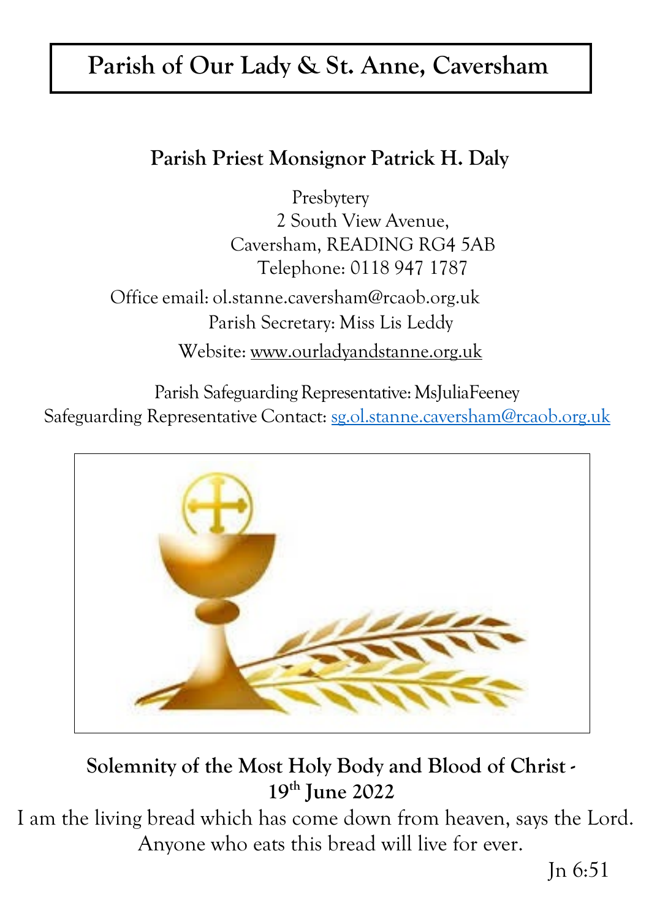# Parish of Our Lady & St. Anne, Caversham

**Parish Priest Monsignor Patrick H. Daly**

Presbytery
2 South View Avenue,
Caversham, READING RG4 5AB
Telephone: 0118 947 1787

Office email: ol.stanne.caversham@rcaob.org.uk
Parish Secretary: Miss Lis Leddy
Website: www.ourladyandstanne.org.uk

Parish Safeguarding Representative: MsJuliaFeeney
Safeguarding Representative Contact: sg.ol.stanne.caversham@rcaob.org.uk

## Solemnity of the Most Holy Body and Blood of Christ - 19th June 2022

I am the living bread which has come down from heaven, says the Lord.
Anyone who eats this bread will live for ever.

Jn 6:51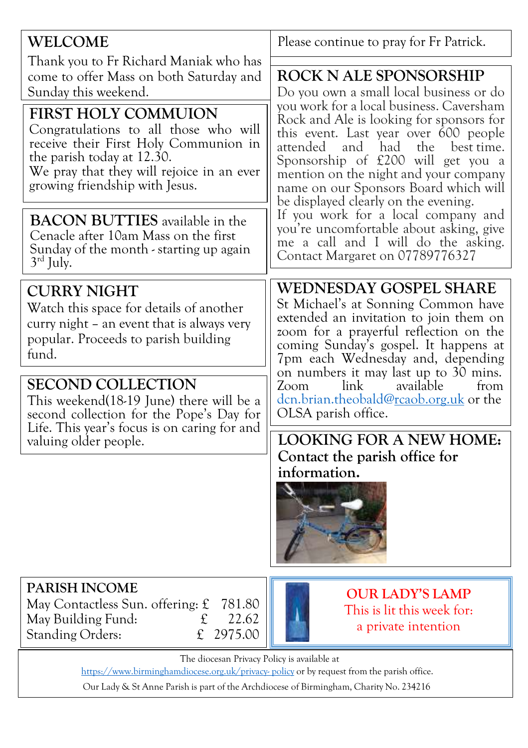## WELCOME

Thank you to Fr Richard Maniak who has come to offer Mass on both Saturday and Sunday this weekend.

## FIRST HOLY COMMUION

Congratulations to all those who will receive their First Holy Communion in the parish today at 12.30.
We pray that they will rejoice in an ever growing friendship with Jesus.

**BACON BUTTIES** available in the Cenacle after 10am Mass on the first Sunday of the month - starting up again 3rd July.

## CURRY NIGHT

Watch this space for details of another curry night – an event that is always very popular. Proceeds to parish building fund.

## SECOND COLLECTION

This weekend(18-19 June) there will be a second collection for the Pope's Day for Life. This year's focus is on caring for and valuing older people.

Please continue to pray for Fr Patrick.

## ROCK N ALE SPONSORSHIP

Do you own a small local business or do you work for a local business. Caversham Rock and Ale is looking for sponsors for this event. Last year over 600 people attended and had the best time. Sponsorship of £200 will get you a mention on the night and your company name on our Sponsors Board which will be displayed clearly on the evening.
If you work for a local company and you're uncomfortable about asking, give me a call and I will do the asking. Contact Margaret on 07789776327

## WEDNESDAY GOSPEL SHARE

St Michael's at Sonning Common have extended an invitation to join them on zoom for a prayerful reflection on the coming Sunday's gospel. It happens at 7pm each Wednesday and, depending on numbers it may last up to 30 mins. Zoom link available from dcn.brian.theobald@rcaob.org.uk or the OLSA parish office.

## LOOKING FOR A NEW HOME:

**Contact the parish office for information.**

## PARISH INCOME

| | |
|---|---|
| May Contactless Sun. offering: | £ 781.80 |
| May Building Fund: | £ 22.62 |
| Standing Orders: | £ 2975.00 |

## OUR LADY'S LAMP

This is lit this week for:
a private intention

The diocesan Privacy Policy is available at https://www.birminghamdiocese.org.uk/privacy- policy or by request from the parish office.
Our Lady & St Anne Parish is part of the Archdiocese of Birmingham, Charity No. 234216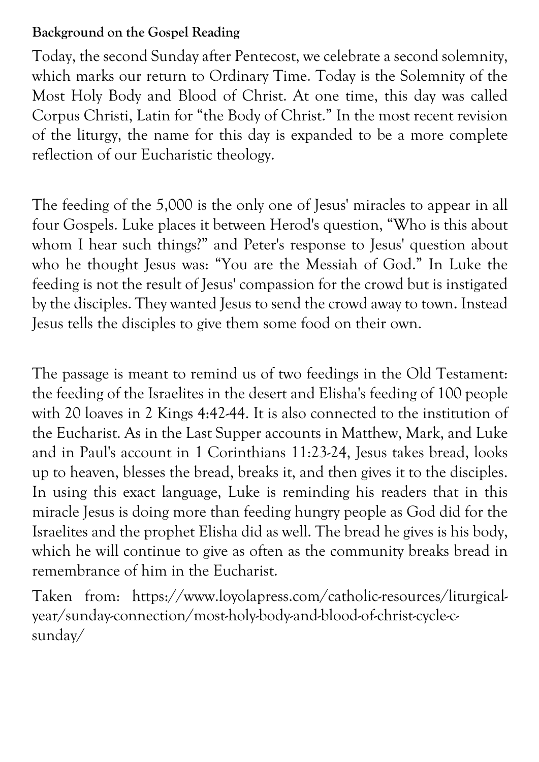**Background on the Gospel Reading**

Today, the second Sunday after Pentecost, we celebrate a second solemnity, which marks our return to Ordinary Time. Today is the Solemnity of the Most Holy Body and Blood of Christ. At one time, this day was called Corpus Christi, Latin for "the Body of Christ." In the most recent revision of the liturgy, the name for this day is expanded to be a more complete reflection of our Eucharistic theology.

The feeding of the 5,000 is the only one of Jesus' miracles to appear in all four Gospels. Luke places it between Herod's question, "Who is this about whom I hear such things?" and Peter's response to Jesus' question about who he thought Jesus was: "You are the Messiah of God." In Luke the feeding is not the result of Jesus' compassion for the crowd but is instigated by the disciples. They wanted Jesus to send the crowd away to town. Instead Jesus tells the disciples to give them some food on their own.

The passage is meant to remind us of two feedings in the Old Testament: the feeding of the Israelites in the desert and Elisha's feeding of 100 people with 20 loaves in 2 Kings 4:42-44. It is also connected to the institution of the Eucharist. As in the Last Supper accounts in Matthew, Mark, and Luke and in Paul's account in 1 Corinthians 11:23-24, Jesus takes bread, looks up to heaven, blesses the bread, breaks it, and then gives it to the disciples. In using this exact language, Luke is reminding his readers that in this miracle Jesus is doing more than feeding hungry people as God did for the Israelites and the prophet Elisha did as well. The bread he gives is his body, which he will continue to give as often as the community breaks bread in remembrance of him in the Eucharist.

Taken from: https://www.loyolapress.com/catholic-resources/liturgical-year/sunday-connection/most-holy-body-and-blood-of-christ-cycle-c-sunday/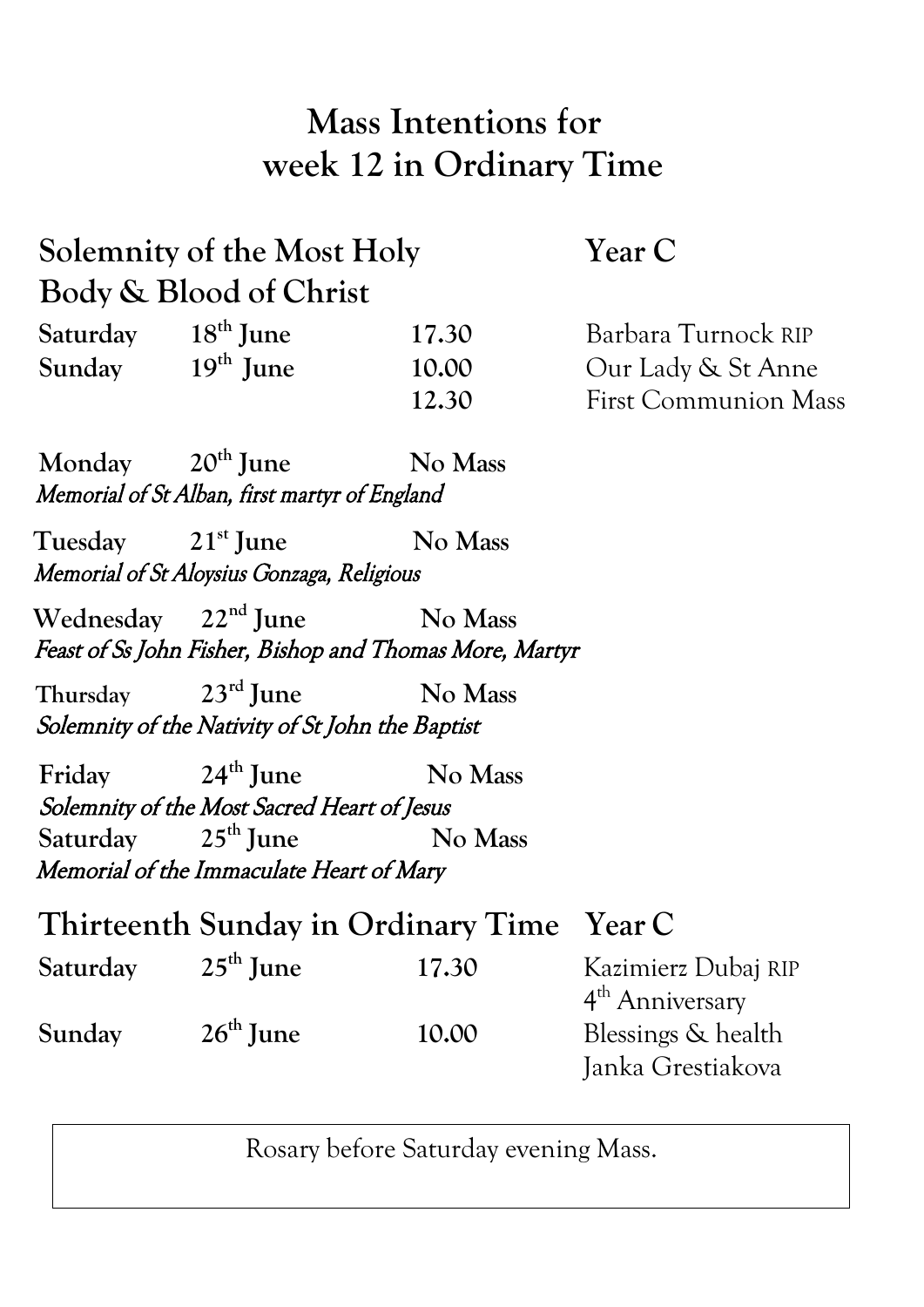# Mass Intentions for week 12 in Ordinary Time

## Solemnity of the Most Holy Body & Blood of Christ — Year C

| | | | |
|---|---|---|---|
| **Saturday** | **18th June** | **17.30** | Barbara Turnock RIP |
| **Sunday** | **19th June** | **10.00** | Our Lady & St Anne |
| | | **12.30** | First Communion Mass |

**Monday** **20th June** **No Mass**
*Memorial of St Alban, first martyr of England*

**Tuesday** **21st June** **No Mass**
*Memorial of St Aloysius Gonzaga, Religious*

**Wednesday** **22nd June** **No Mass**
*Feast of Ss John Fisher, Bishop and Thomas More, Martyr*

**Thursday** **23rd June** **No Mass**
*Solemnity of the Nativity of St John the Baptist*

**Friday** **24th June** **No Mass**
*Solemnity of the Most Sacred Heart of Jesus*

**Saturday** **25th June** **No Mass**
*Memorial of the Immaculate Heart of Mary*

## Thirteenth Sunday in Ordinary Time — Year C

| | | | |
|---|---|---|---|
| **Saturday** | **25th June** | **17.30** | Kazimierz Dubaj RIP 4th Anniversary |
| **Sunday** | **26th June** | **10.00** | Blessings & health Janka Grestiakova |

Rosary before Saturday evening Mass.